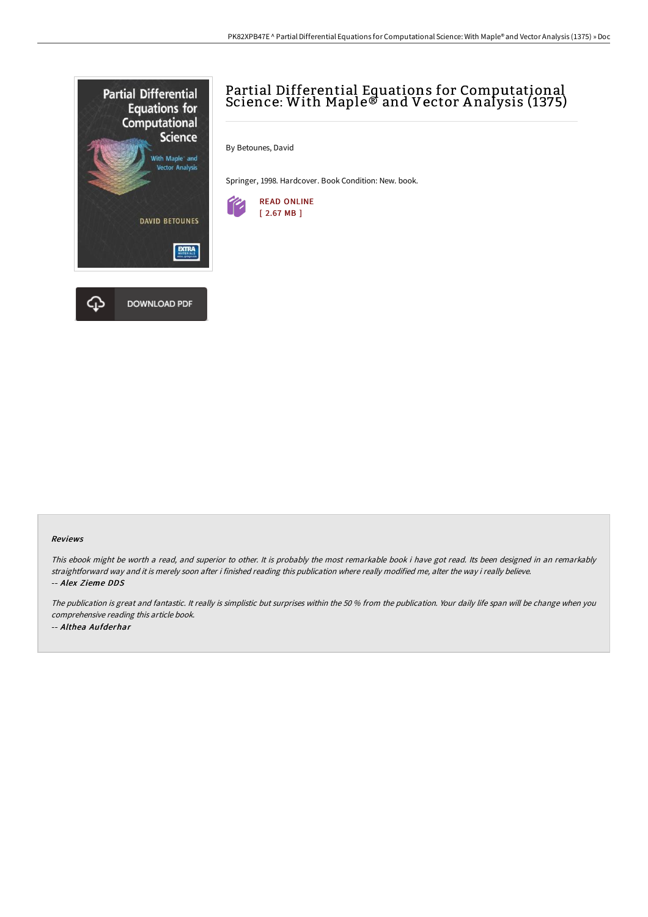# Partial Differential Equations for Computational Science: With Maple® and Vector Analysis (1375)

By Betounes, David

Springer, 1998. Hardcover. Book Condition: New. book.

READ ONLINE
[ 2.67 MB ]

DOWNLOAD PDF

### Reviews

*This ebook might be worth a read, and superior to other. It is probably the most remarkable book i have got read. Its been designed in an remarkably straightforward way and it is merely soon after i finished reading this publication where really modified me, alter the way i really believe.*

*-- **Alex Zieme DDS***

*The publication is great and fantastic. It really is simplistic but surprises within the 50 % from the publication. Your daily life span will be change when you comprehensive reading this article book.*

*-- **Althea Aufderhar***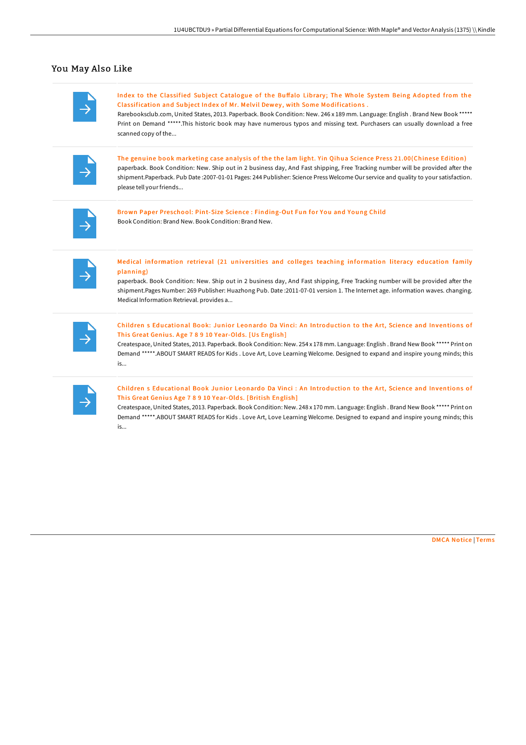## You May Also Like

**Index to the Classified Subject Catalogue of the Buffalo Library; The Whole System Being Adopted from the Classification and Subject Index of Mr. Melvil Dewey, with Some Modifications .**

Rarebooksclub.com, United States, 2013. Paperback. Book Condition: New. 246 x 189 mm. Language: English . Brand New Book ***** Print on Demand *****.This historic book may have numerous typos and missing text. Purchasers can usually download a free scanned copy of the...

**The genuine book marketing case analysis of the the lam light. Yin Qihua Science Press 21.00(Chinese Edition)**

paperback. Book Condition: New. Ship out in 2 business day, And Fast shipping, Free Tracking number will be provided after the shipment.Paperback. Pub Date :2007-01-01 Pages: 244 Publisher: Science Press Welcome Our service and quality to your satisfaction. please tell your friends...

**Brown Paper Preschool: Pint-Size Science : Finding-Out Fun for You and Young Child**

Book Condition: Brand New. Book Condition: Brand New.

**Medical information retrieval (21 universities and colleges teaching information literacy education family planning)**

paperback. Book Condition: New. Ship out in 2 business day, And Fast shipping, Free Tracking number will be provided after the shipment.Pages Number: 269 Publisher: Huazhong Pub. Date :2011-07-01 version 1. The Internet age. information waves. changing. Medical Information Retrieval. provides a...

**Children s Educational Book: Junior Leonardo Da Vinci: An Introduction to the Art, Science and Inventions of This Great Genius. Age 7 8 9 10 Year-Olds. [Us English]**

Createspace, United States, 2013. Paperback. Book Condition: New. 254 x 178 mm. Language: English . Brand New Book ***** Print on Demand *****.ABOUT SMART READS for Kids . Love Art, Love Learning Welcome. Designed to expand and inspire young minds; this is...

**Children s Educational Book Junior Leonardo Da Vinci : An Introduction to the Art, Science and Inventions of This Great Genius Age 7 8 9 10 Year-Olds. [British English]**

Createspace, United States, 2013. Paperback. Book Condition: New. 248 x 170 mm. Language: English . Brand New Book ***** Print on Demand *****.ABOUT SMART READS for Kids . Love Art, Love Learning Welcome. Designed to expand and inspire young minds; this is...